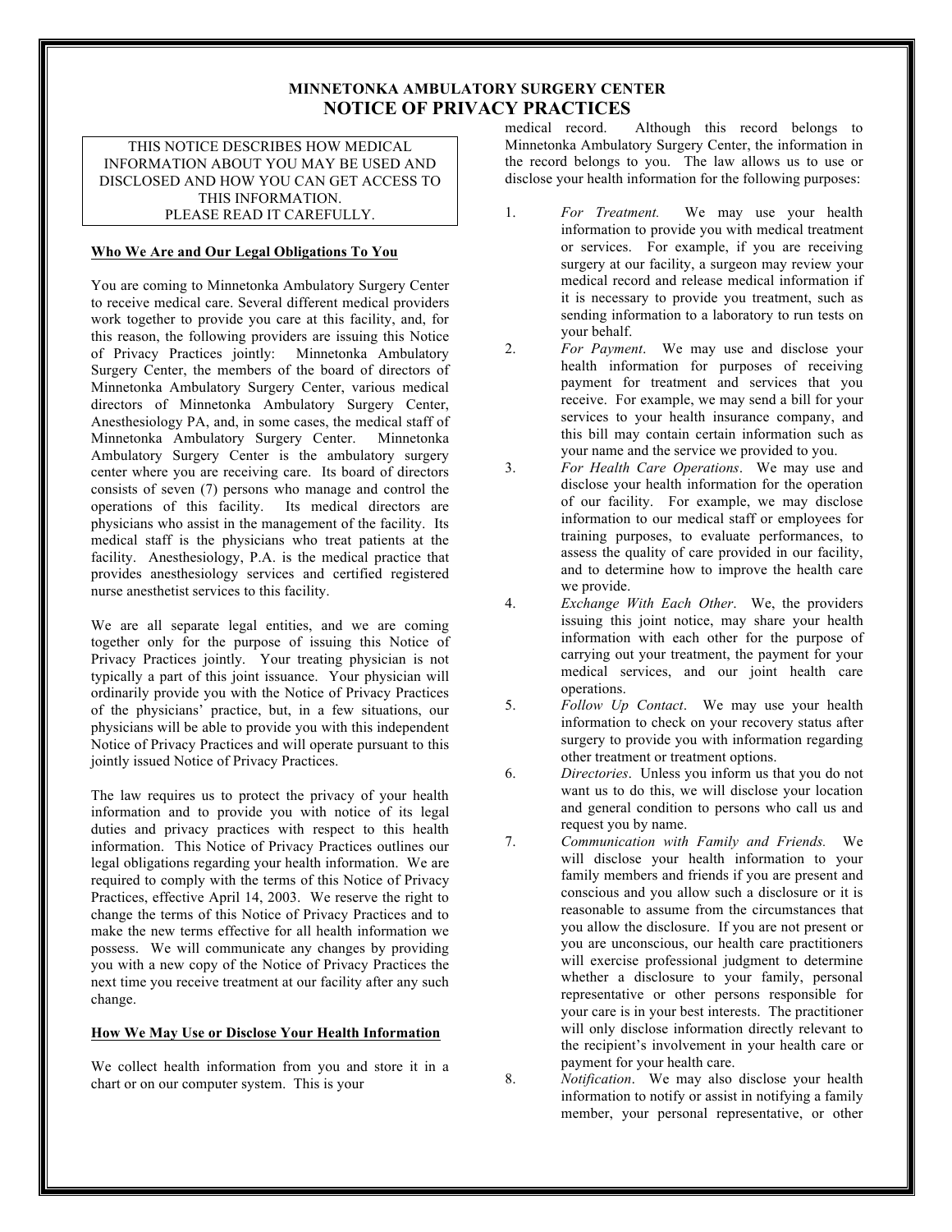# MINNETONKA AMBULATORY SURGERY CENTER
# NOTICE OF PRIVACY PRACTICES

THIS NOTICE DESCRIBES HOW MEDICAL INFORMATION ABOUT YOU MAY BE USED AND DISCLOSED AND HOW YOU CAN GET ACCESS TO THIS INFORMATION.
PLEASE READ IT CAREFULLY.

## Who We Are and Our Legal Obligations To You

You are coming to Minnetonka Ambulatory Surgery Center to receive medical care. Several different medical providers work together to provide you care at this facility, and, for this reason, the following providers are issuing this Notice of Privacy Practices jointly: Minnetonka Ambulatory Surgery Center, the members of the board of directors of Minnetonka Ambulatory Surgery Center, various medical directors of Minnetonka Ambulatory Surgery Center, Anesthesiology PA, and, in some cases, the medical staff of Minnetonka Ambulatory Surgery Center. Minnetonka Ambulatory Surgery Center is the ambulatory surgery center where you are receiving care. Its board of directors consists of seven (7) persons who manage and control the operations of this facility. Its medical directors are physicians who assist in the management of the facility. Its medical staff is the physicians who treat patients at the facility. Anesthesiology, P.A. is the medical practice that provides anesthesiology services and certified registered nurse anesthetist services to this facility.

We are all separate legal entities, and we are coming together only for the purpose of issuing this Notice of Privacy Practices jointly. Your treating physician is not typically a part of this joint issuance. Your physician will ordinarily provide you with the Notice of Privacy Practices of the physicians' practice, but, in a few situations, our physicians will be able to provide you with this independent Notice of Privacy Practices and will operate pursuant to this jointly issued Notice of Privacy Practices.

The law requires us to protect the privacy of your health information and to provide you with notice of its legal duties and privacy practices with respect to this health information. This Notice of Privacy Practices outlines our legal obligations regarding your health information. We are required to comply with the terms of this Notice of Privacy Practices, effective April 14, 2003. We reserve the right to change the terms of this Notice of Privacy Practices and to make the new terms effective for all health information we possess. We will communicate any changes by providing you with a new copy of the Notice of Privacy Practices the next time you receive treatment at our facility after any such change.

## How We May Use or Disclose Your Health Information

We collect health information from you and store it in a chart or on our computer system. This is your medical record. Although this record belongs to Minnetonka Ambulatory Surgery Center, the information in the record belongs to you. The law allows us to use or disclose your health information for the following purposes:

1. *For Treatment.* We may use your health information to provide you with medical treatment or services. For example, if you are receiving surgery at our facility, a surgeon may review your medical record and release medical information if it is necessary to provide you treatment, such as sending information to a laboratory to run tests on your behalf.
2. *For Payment*. We may use and disclose your health information for purposes of receiving payment for treatment and services that you receive. For example, we may send a bill for your services to your health insurance company, and this bill may contain certain information such as your name and the service we provided to you.
3. *For Health Care Operations*. We may use and disclose your health information for the operation of our facility. For example, we may disclose information to our medical staff or employees for training purposes, to evaluate performances, to assess the quality of care provided in our facility, and to determine how to improve the health care we provide.
4. *Exchange With Each Other*. We, the providers issuing this joint notice, may share your health information with each other for the purpose of carrying out your treatment, the payment for your medical services, and our joint health care operations.
5. *Follow Up Contact*. We may use your health information to check on your recovery status after surgery to provide you with information regarding other treatment or treatment options.
6. *Directories*. Unless you inform us that you do not want us to do this, we will disclose your location and general condition to persons who call us and request you by name.
7. *Communication with Family and Friends.* We will disclose your health information to your family members and friends if you are present and conscious and you allow such a disclosure or it is reasonable to assume from the circumstances that you allow the disclosure. If you are not present or you are unconscious, our health care practitioners will exercise professional judgment to determine whether a disclosure to your family, personal representative or other persons responsible for your care is in your best interests. The practitioner will only disclose information directly relevant to the recipient's involvement in your health care or payment for your health care.
8. *Notification*. We may also disclose your health information to notify or assist in notifying a family member, your personal representative, or other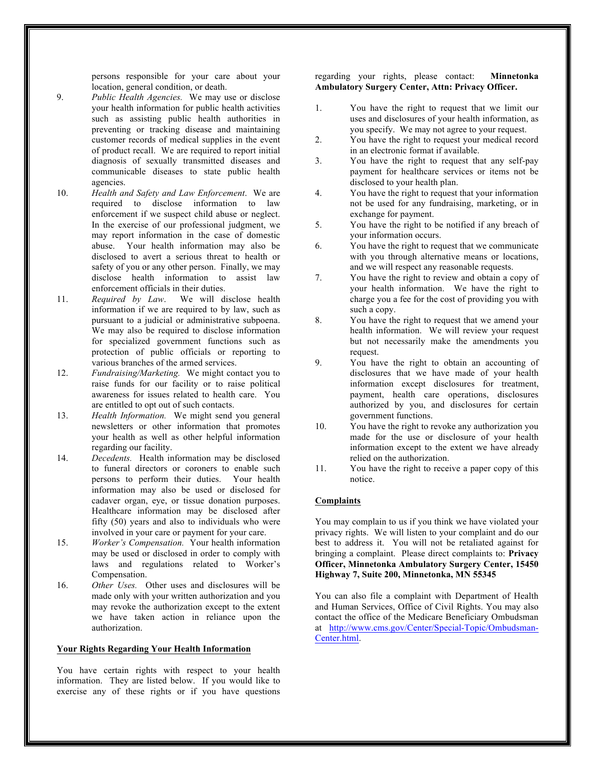persons responsible for your care about your location, general condition, or death.

9. *Public Health Agencies.* We may use or disclose your health information for public health activities such as assisting public health authorities in preventing or tracking disease and maintaining customer records of medical supplies in the event of product recall. We are required to report initial diagnosis of sexually transmitted diseases and communicable diseases to state public health agencies.
10. *Health and Safety and Law Enforcement*. We are required to disclose information to law enforcement if we suspect child abuse or neglect. In the exercise of our professional judgment, we may report information in the case of domestic abuse. Your health information may also be disclosed to avert a serious threat to health or safety of you or any other person. Finally, we may disclose health information to assist law enforcement officials in their duties.
11. *Required by Law*. We will disclose health information if we are required to by law, such as pursuant to a judicial or administrative subpoena. We may also be required to disclose information for specialized government functions such as protection of public officials or reporting to various branches of the armed services.
12. *Fundraising/Marketing.* We might contact you to raise funds for our facility or to raise political awareness for issues related to health care. You are entitled to opt out of such contacts.
13. *Health Information.* We might send you general newsletters or other information that promotes your health as well as other helpful information regarding our facility.
14. *Decedents.* Health information may be disclosed to funeral directors or coroners to enable such persons to perform their duties. Your health information may also be used or disclosed for cadaver organ, eye, or tissue donation purposes. Healthcare information may be disclosed after fifty (50) years and also to individuals who were involved in your care or payment for your care.
15. *Worker's Compensation.* Your health information may be used or disclosed in order to comply with laws and regulations related to Worker's Compensation.
16. *Other Uses.* Other uses and disclosures will be made only with your written authorization and you may revoke the authorization except to the extent we have taken action in reliance upon the authorization.

## Your Rights Regarding Your Health Information

You have certain rights with respect to your health information. They are listed below. If you would like to exercise any of these rights or if you have questions regarding your rights, please contact: **Minnetonka Ambulatory Surgery Center, Attn: Privacy Officer.**

1. You have the right to request that we limit our uses and disclosures of your health information, as you specify. We may not agree to your request.
2. You have the right to request your medical record in an electronic format if available.
3. You have the right to request that any self-pay payment for healthcare services or items not be disclosed to your health plan.
4. You have the right to request that your information not be used for any fundraising, marketing, or in exchange for payment.
5. You have the right to be notified if any breach of your information occurs.
6. You have the right to request that we communicate with you through alternative means or locations, and we will respect any reasonable requests.
7. You have the right to review and obtain a copy of your health information. We have the right to charge you a fee for the cost of providing you with such a copy.
8. You have the right to request that we amend your health information. We will review your request but not necessarily make the amendments you request.
9. You have the right to obtain an accounting of disclosures that we have made of your health information except disclosures for treatment, payment, health care operations, disclosures authorized by you, and disclosures for certain government functions.
10. You have the right to revoke any authorization you made for the use or disclosure of your health information except to the extent we have already relied on the authorization.
11. You have the right to receive a paper copy of this notice.

## Complaints

You may complain to us if you think we have violated your privacy rights. We will listen to your complaint and do our best to address it. You will not be retaliated against for bringing a complaint. Please direct complaints to: **Privacy Officer, Minnetonka Ambulatory Surgery Center, 15450 Highway 7, Suite 200, Minnetonka, MN 55345**

You can also file a complaint with Department of Health and Human Services, Office of Civil Rights. You may also contact the office of the Medicare Beneficiary Ombudsman at [http://www.cms.gov/Center/Special-Topic/Ombudsman-Center.html](http://www.cms.gov/Center/Special-Topic/Ombudsman-Center.html).